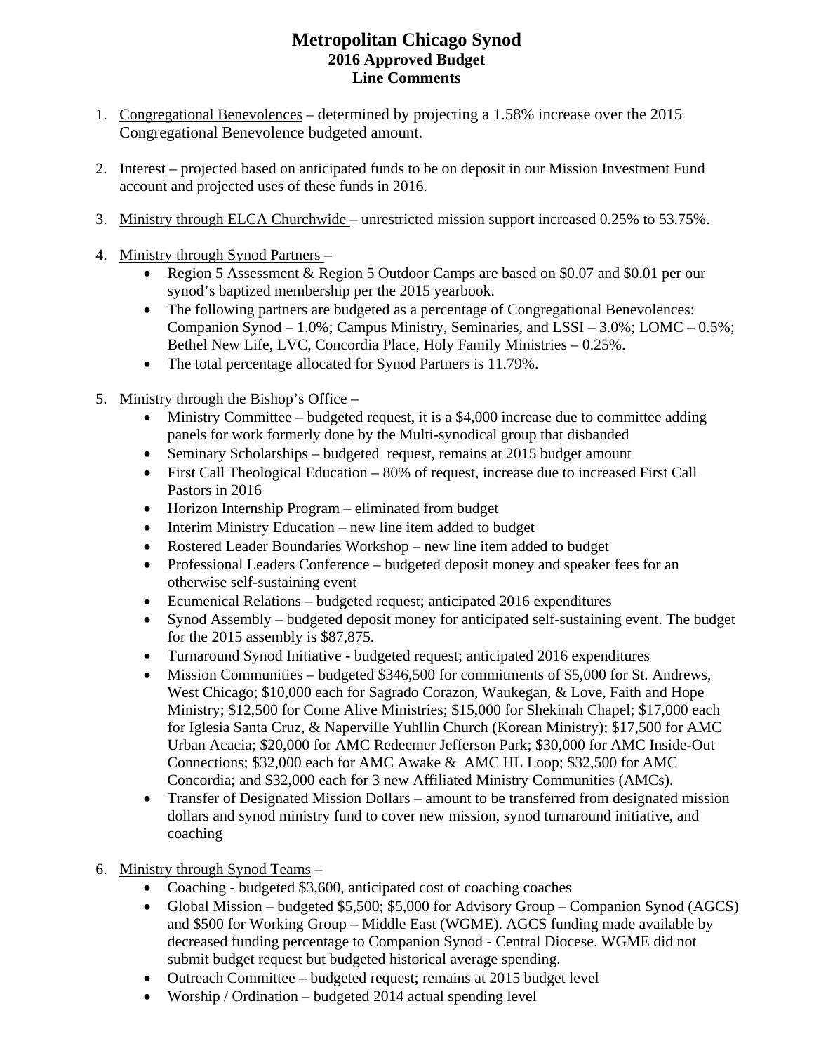# Metropolitan Chicago Synod

## 2016 Approved Budget

## Line Comments

1. Congregational Benevolences – determined by projecting a 1.58% increase over the 2015 Congregational Benevolence budgeted amount.

2. Interest – projected based on anticipated funds to be on deposit in our Mission Investment Fund account and projected uses of these funds in 2016.

3. Ministry through ELCA Churchwide – unrestricted mission support increased 0.25% to 53.75%.

4. Ministry through Synod Partners –
   - Region 5 Assessment & Region 5 Outdoor Camps are based on $0.07 and $0.01 per our synod's baptized membership per the 2015 yearbook.
   - The following partners are budgeted as a percentage of Congregational Benevolences: Companion Synod – 1.0%; Campus Ministry, Seminaries, and LSSI – 3.0%; LOMC – 0.5%; Bethel New Life, LVC, Concordia Place, Holy Family Ministries – 0.25%.
   - The total percentage allocated for Synod Partners is 11.79%.

5. Ministry through the Bishop's Office –
   - Ministry Committee – budgeted request, it is a $4,000 increase due to committee adding panels for work formerly done by the Multi-synodical group that disbanded
   - Seminary Scholarships – budgeted request, remains at 2015 budget amount
   - First Call Theological Education – 80% of request, increase due to increased First Call Pastors in 2016
   - Horizon Internship Program – eliminated from budget
   - Interim Ministry Education – new line item added to budget
   - Rostered Leader Boundaries Workshop – new line item added to budget
   - Professional Leaders Conference – budgeted deposit money and speaker fees for an otherwise self-sustaining event
   - Ecumenical Relations – budgeted request; anticipated 2016 expenditures
   - Synod Assembly – budgeted deposit money for anticipated self-sustaining event. The budget for the 2015 assembly is $87,875.
   - Turnaround Synod Initiative - budgeted request; anticipated 2016 expenditures
   - Mission Communities – budgeted $346,500 for commitments of $5,000 for St. Andrews, West Chicago; $10,000 each for Sagrado Corazon, Waukegan, & Love, Faith and Hope Ministry; $12,500 for Come Alive Ministries; $15,000 for Shekinah Chapel; $17,000 each for Iglesia Santa Cruz, & Naperville Yuhllin Church (Korean Ministry); $17,500 for AMC Urban Acacia; $20,000 for AMC Redeemer Jefferson Park; $30,000 for AMC Inside-Out Connections; $32,000 each for AMC Awake & AMC HL Loop; $32,500 for AMC Concordia; and $32,000 each for 3 new Affiliated Ministry Communities (AMCs).
   - Transfer of Designated Mission Dollars – amount to be transferred from designated mission dollars and synod ministry fund to cover new mission, synod turnaround initiative, and coaching

6. Ministry through Synod Teams –
   - Coaching - budgeted $3,600, anticipated cost of coaching coaches
   - Global Mission – budgeted $5,500; $5,000 for Advisory Group – Companion Synod (AGCS) and $500 for Working Group – Middle East (WGME). AGCS funding made available by decreased funding percentage to Companion Synod - Central Diocese. WGME did not submit budget request but budgeted historical average spending.
   - Outreach Committee – budgeted request; remains at 2015 budget level
   - Worship / Ordination – budgeted 2014 actual spending level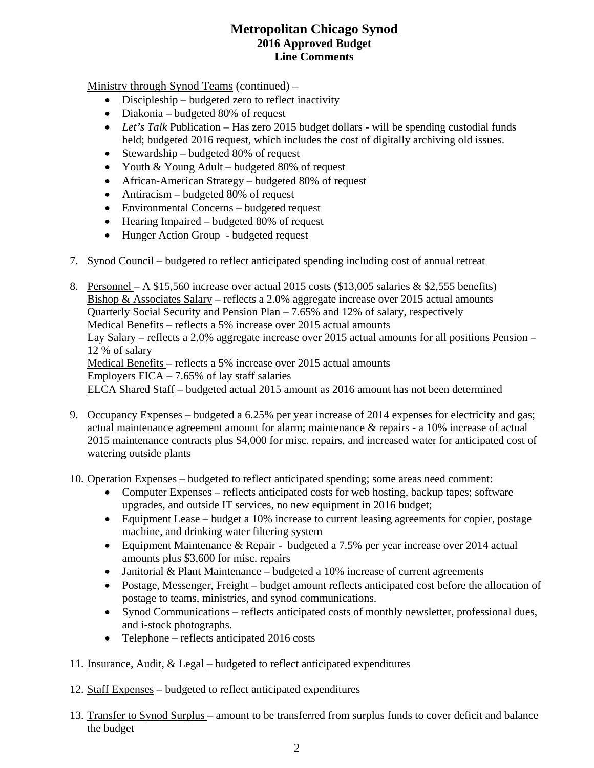# Metropolitan Chicago Synod
## 2016 Approved Budget
## Line Comments

Ministry through Synod Teams (continued) –

- Discipleship – budgeted zero to reflect inactivity
- Diakonia – budgeted 80% of request
- *Let's Talk* Publication – Has zero 2015 budget dollars - will be spending custodial funds held; budgeted 2016 request, which includes the cost of digitally archiving old issues.
- Stewardship – budgeted 80% of request
- Youth & Young Adult – budgeted 80% of request
- African-American Strategy – budgeted 80% of request
- Antiracism – budgeted 80% of request
- Environmental Concerns – budgeted request
- Hearing Impaired – budgeted 80% of request
- Hunger Action Group - budgeted request

7. Synod Council – budgeted to reflect anticipated spending including cost of annual retreat

8. Personnel – A $15,560 increase over actual 2015 costs ($13,005 salaries & $2,555 benefits)
   Bishop & Associates Salary – reflects a 2.0% aggregate increase over 2015 actual amounts
   Quarterly Social Security and Pension Plan – 7.65% and 12% of salary, respectively
   Medical Benefits – reflects a 5% increase over 2015 actual amounts
   Lay Salary – reflects a 2.0% aggregate increase over 2015 actual amounts for all positions Pension – 12 % of salary
   Medical Benefits – reflects a 5% increase over 2015 actual amounts
   Employers FICA – 7.65% of lay staff salaries
   ELCA Shared Staff – budgeted actual 2015 amount as 2016 amount has not been determined

9. Occupancy Expenses – budgeted a 6.25% per year increase of 2014 expenses for electricity and gas; actual maintenance agreement amount for alarm; maintenance & repairs - a 10% increase of actual 2015 maintenance contracts plus $4,000 for misc. repairs, and increased water for anticipated cost of watering outside plants

10. Operation Expenses – budgeted to reflect anticipated spending; some areas need comment:
    - Computer Expenses – reflects anticipated costs for web hosting, backup tapes; software upgrades, and outside IT services, no new equipment in 2016 budget;
    - Equipment Lease – budget a 10% increase to current leasing agreements for copier, postage machine, and drinking water filtering system
    - Equipment Maintenance & Repair - budgeted a 7.5% per year increase over 2014 actual amounts plus $3,600 for misc. repairs
    - Janitorial & Plant Maintenance – budgeted a 10% increase of current agreements
    - Postage, Messenger, Freight – budget amount reflects anticipated cost before the allocation of postage to teams, ministries, and synod communications.
    - Synod Communications – reflects anticipated costs of monthly newsletter, professional dues, and i-stock photographs.
    - Telephone – reflects anticipated 2016 costs

11. Insurance, Audit, & Legal – budgeted to reflect anticipated expenditures

12. Staff Expenses – budgeted to reflect anticipated expenditures

13. Transfer to Synod Surplus – amount to be transferred from surplus funds to cover deficit and balance the budget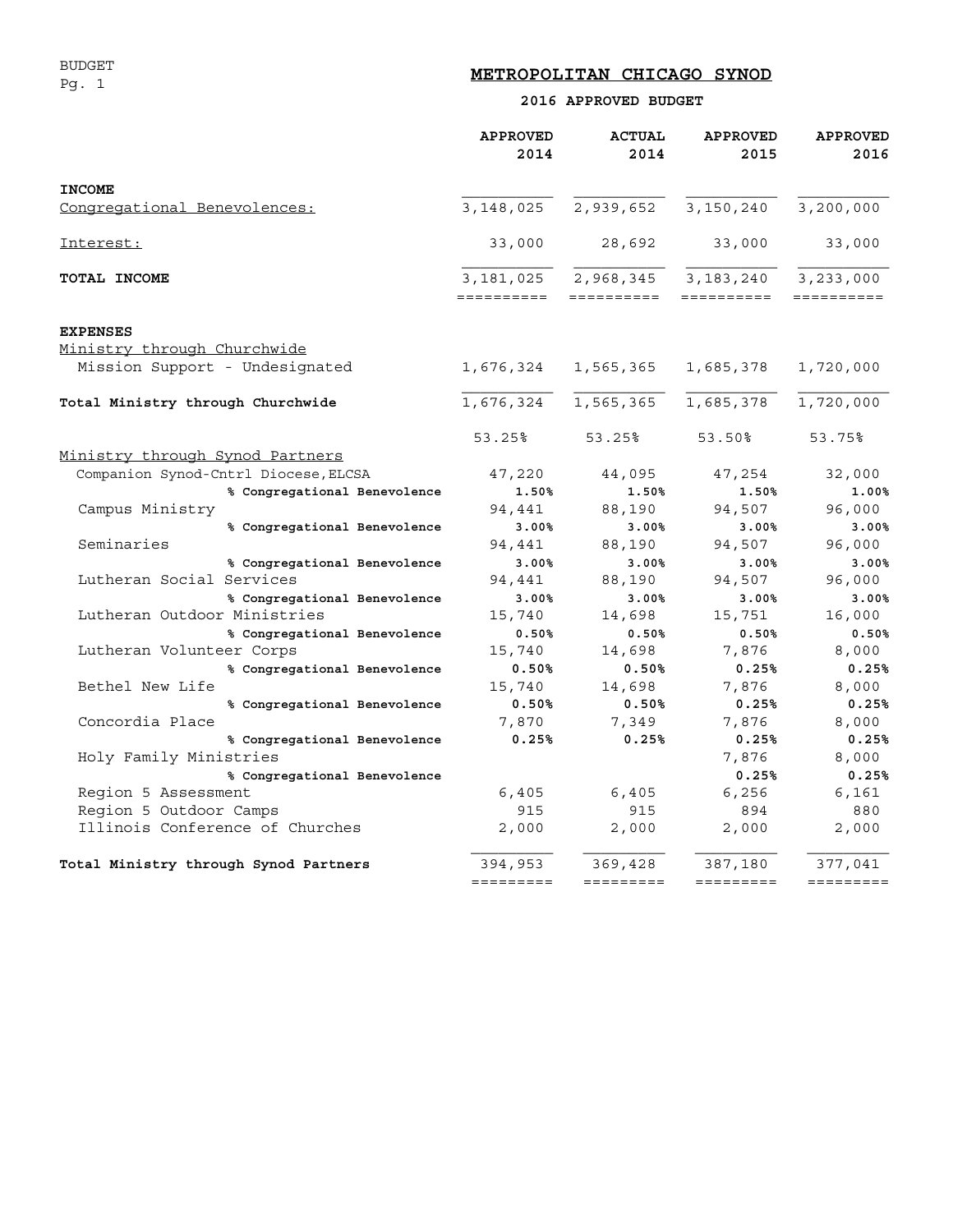BUDGET

# METROPOLITAN CHICAGO SYNOD

## 2016 APPROVED BUDGET

| | APPROVED 2014 | ACTUAL 2014 | APPROVED 2015 | APPROVED 2016 |
|---|---|---|---|---|
| **INCOME** | | | | |
| Congregational Benevolences: | 3,148,025 | 2,939,652 | 3,150,240 | 3,200,000 |
| Interest: | 33,000 | 28,692 | 33,000 | 33,000 |
| **TOTAL INCOME** | 3,181,025 | 2,968,345 | 3,183,240 | 3,233,000 |
| **EXPENSES** | | | | |
| Ministry through Churchwide | | | | |
| Mission Support - Undesignated | 1,676,324 | 1,565,365 | 1,685,378 | 1,720,000 |
| **Total Ministry through Churchwide** | 1,676,324 | 1,565,365 | 1,685,378 | 1,720,000 |
| | 53.25% | 53.25% | 53.50% | 53.75% |
| Ministry through Synod Partners | | | | |
| Companion Synod-Cntrl Diocese,ELCSA | 47,220 | 44,095 | 47,254 | 32,000 |
| **% Congregational Benevolence** | **1.50%** | **1.50%** | **1.50%** | **1.00%** |
| Campus Ministry | 94,441 | 88,190 | 94,507 | 96,000 |
| **% Congregational Benevolence** | **3.00%** | **3.00%** | **3.00%** | **3.00%** |
| Seminaries | 94,441 | 88,190 | 94,507 | 96,000 |
| **% Congregational Benevolence** | **3.00%** | **3.00%** | **3.00%** | **3.00%** |
| Lutheran Social Services | 94,441 | 88,190 | 94,507 | 96,000 |
| **% Congregational Benevolence** | **3.00%** | **3.00%** | **3.00%** | **3.00%** |
| Lutheran Outdoor Ministries | 15,740 | 14,698 | 15,751 | 16,000 |
| **% Congregational Benevolence** | **0.50%** | **0.50%** | **0.50%** | **0.50%** |
| Lutheran Volunteer Corps | 15,740 | 14,698 | 7,876 | 8,000 |
| **% Congregational Benevolence** | **0.50%** | **0.50%** | **0.25%** | **0.25%** |
| Bethel New Life | 15,740 | 14,698 | 7,876 | 8,000 |
| **% Congregational Benevolence** | **0.50%** | **0.50%** | **0.25%** | **0.25%** |
| Concordia Place | 7,870 | 7,349 | 7,876 | 8,000 |
| **% Congregational Benevolence** | **0.25%** | **0.25%** | **0.25%** | **0.25%** |
| Holy Family Ministries | | | 7,876 | 8,000 |
| **% Congregational Benevolence** | | | **0.25%** | **0.25%** |
| Region 5 Assessment | 6,405 | 6,405 | 6,256 | 6,161 |
| Region 5 Outdoor Camps | 915 | 915 | 894 | 880 |
| Illinois Conference of Churches | 2,000 | 2,000 | 2,000 | 2,000 |
| **Total Ministry through Synod Partners** | 394,953 | 369,428 | 387,180 | 377,041 |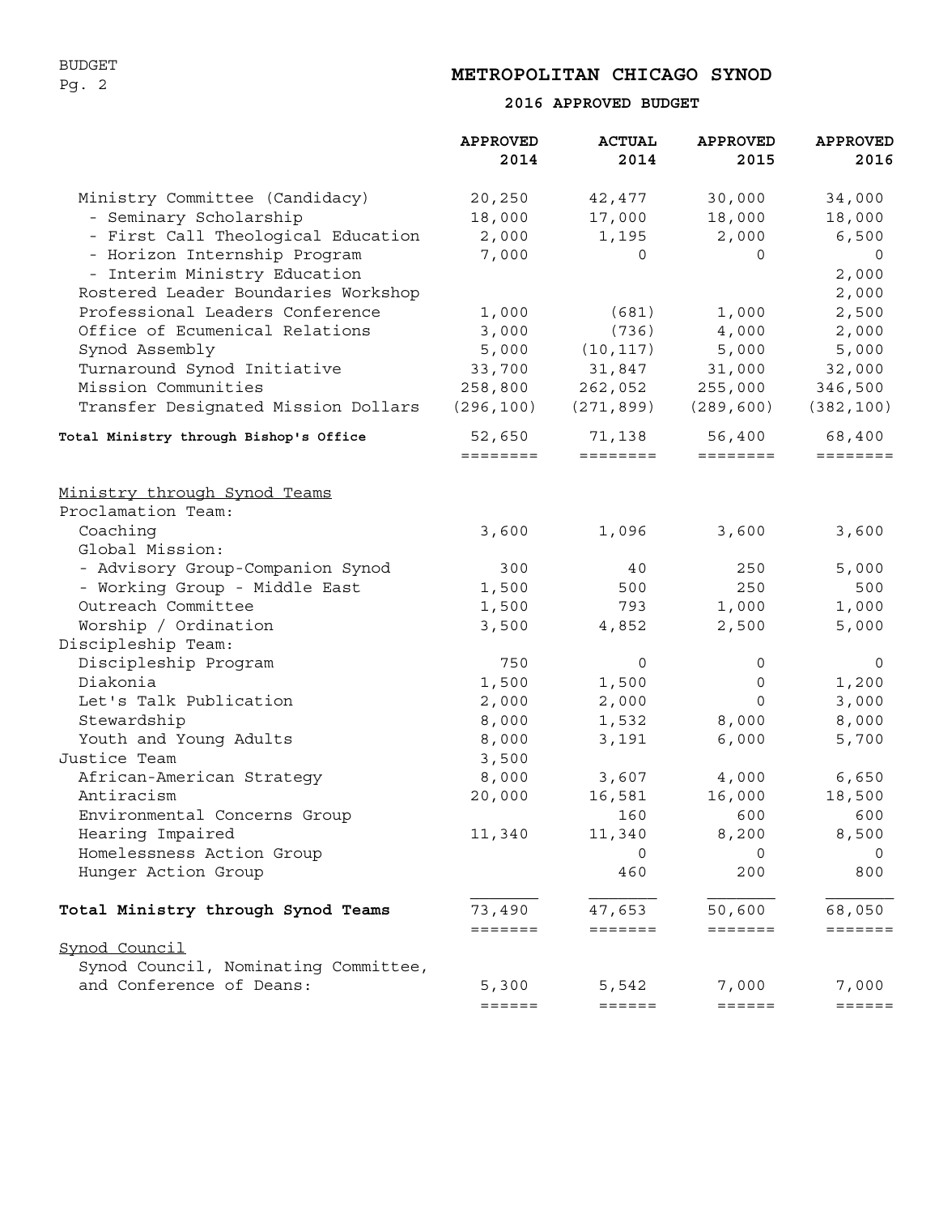# METROPOLITAN CHICAGO SYNOD

## 2016 APPROVED BUDGET

| | APPROVED 2014 | ACTUAL 2014 | APPROVED 2015 | APPROVED 2016 |
|---|---|---|---|---|
| Ministry Committee (Candidacy) | 20,250 | 42,477 | 30,000 | 34,000 |
| - Seminary Scholarship | 18,000 | 17,000 | 18,000 | 18,000 |
| - First Call Theological Education | 2,000 | 1,195 | 2,000 | 6,500 |
| - Horizon Internship Program | 7,000 | 0 | 0 | 0 |
| - Interim Ministry Education | | | | 2,000 |
| Rostered Leader Boundaries Workshop | | | | 2,000 |
| Professional Leaders Conference | 1,000 | (681) | 1,000 | 2,500 |
| Office of Ecumenical Relations | 3,000 | (736) | 4,000 | 2,000 |
| Synod Assembly | 5,000 | (10,117) | 5,000 | 5,000 |
| Turnaround Synod Initiative | 33,700 | 31,847 | 31,000 | 32,000 |
| Mission Communities | 258,800 | 262,052 | 255,000 | 346,500 |
| Transfer Designated Mission Dollars | (296,100) | (271,899) | (289,600) | (382,100) |
| **Total Ministry through Bishop's Office** | 52,650 | 71,138 | 56,400 | 68,400 |
| Ministry through Synod Teams | | | | |
| Proclamation Team: | | | | |
| Coaching | 3,600 | 1,096 | 3,600 | 3,600 |
| Global Mission: | | | | |
| - Advisory Group-Companion Synod | 300 | 40 | 250 | 5,000 |
| - Working Group - Middle East | 1,500 | 500 | 250 | 500 |
| Outreach Committee | 1,500 | 793 | 1,000 | 1,000 |
| Worship / Ordination | 3,500 | 4,852 | 2,500 | 5,000 |
| Discipleship Team: | | | | |
| Discipleship Program | 750 | 0 | 0 | 0 |
| Diakonia | 1,500 | 1,500 | 0 | 1,200 |
| Let's Talk Publication | 2,000 | 2,000 | 0 | 3,000 |
| Stewardship | 8,000 | 1,532 | 8,000 | 8,000 |
| Youth and Young Adults | 8,000 | 3,191 | 6,000 | 5,700 |
| Justice Team | 3,500 | | | |
| African-American Strategy | 8,000 | 3,607 | 4,000 | 6,650 |
| Antiracism | 20,000 | 16,581 | 16,000 | 18,500 |
| Environmental Concerns Group | | 160 | 600 | 600 |
| Hearing Impaired | 11,340 | 11,340 | 8,200 | 8,500 |
| Homelessness Action Group | | 0 | 0 | 0 |
| Hunger Action Group | | 460 | 200 | 800 |
| **Total Ministry through Synod Teams** | 73,490 | 47,653 | 50,600 | 68,050 |
| Synod Council | | | | |
| Synod Council, Nominating Committee, and Conference of Deans: | 5,300 | 5,542 | 7,000 | 7,000 |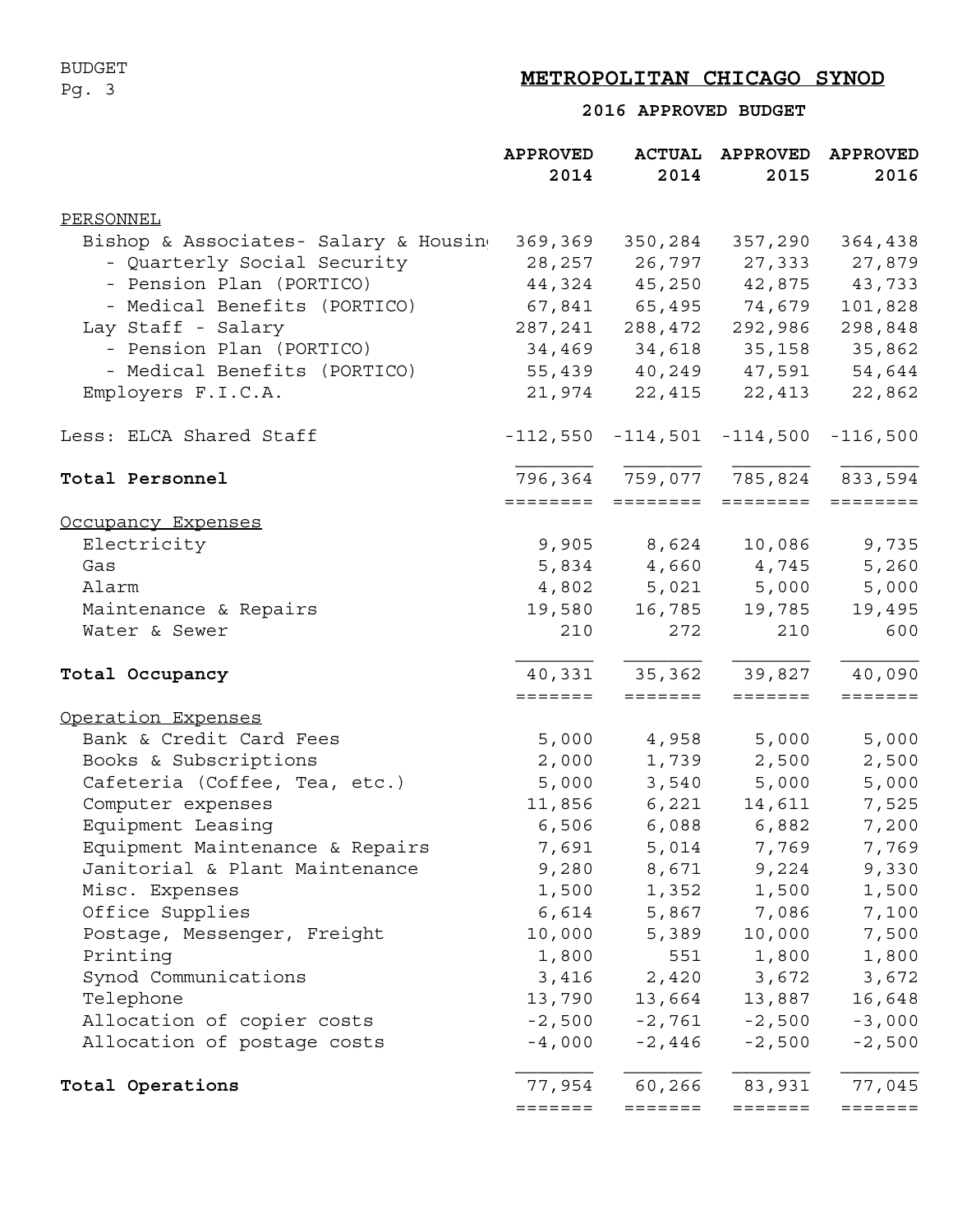BUDGET
Pg. 3

# METROPOLITAN CHICAGO SYNOD

## 2016 APPROVED BUDGET

| | APPROVED 2014 | ACTUAL 2014 | APPROVED 2015 | APPROVED 2016 |
|---|---|---|---|---|
| PERSONNEL | | | | |
| Bishop & Associates- Salary & Housing | 369,369 | 350,284 | 357,290 | 364,438 |
| - Quarterly Social Security | 28,257 | 26,797 | 27,333 | 27,879 |
| - Pension Plan (PORTICO) | 44,324 | 45,250 | 42,875 | 43,733 |
| - Medical Benefits (PORTICO) | 67,841 | 65,495 | 74,679 | 101,828 |
| Lay Staff - Salary | 287,241 | 288,472 | 292,986 | 298,848 |
| - Pension Plan (PORTICO) | 34,469 | 34,618 | 35,158 | 35,862 |
| - Medical Benefits (PORTICO) | 55,439 | 40,249 | 47,591 | 54,644 |
| Employers F.I.C.A. | 21,974 | 22,415 | 22,413 | 22,862 |
| Less: ELCA Shared Staff | -112,550 | -114,501 | -114,500 | -116,500 |
| **Total Personnel** | 796,364 | 759,077 | 785,824 | 833,594 |
| Occupancy Expenses | | | | |
| Electricity | 9,905 | 8,624 | 10,086 | 9,735 |
| Gas | 5,834 | 4,660 | 4,745 | 5,260 |
| Alarm | 4,802 | 5,021 | 5,000 | 5,000 |
| Maintenance & Repairs | 19,580 | 16,785 | 19,785 | 19,495 |
| Water & Sewer | 210 | 272 | 210 | 600 |
| **Total Occupancy** | 40,331 | 35,362 | 39,827 | 40,090 |
| Operation Expenses | | | | |
| Bank & Credit Card Fees | 5,000 | 4,958 | 5,000 | 5,000 |
| Books & Subscriptions | 2,000 | 1,739 | 2,500 | 2,500 |
| Cafeteria (Coffee, Tea, etc.) | 5,000 | 3,540 | 5,000 | 5,000 |
| Computer expenses | 11,856 | 6,221 | 14,611 | 7,525 |
| Equipment Leasing | 6,506 | 6,088 | 6,882 | 7,200 |
| Equipment Maintenance & Repairs | 7,691 | 5,014 | 7,769 | 7,769 |
| Janitorial & Plant Maintenance | 9,280 | 8,671 | 9,224 | 9,330 |
| Misc. Expenses | 1,500 | 1,352 | 1,500 | 1,500 |
| Office Supplies | 6,614 | 5,867 | 7,086 | 7,100 |
| Postage, Messenger, Freight | 10,000 | 5,389 | 10,000 | 7,500 |
| Printing | 1,800 | 551 | 1,800 | 1,800 |
| Synod Communications | 3,416 | 2,420 | 3,672 | 3,672 |
| Telephone | 13,790 | 13,664 | 13,887 | 16,648 |
| Allocation of copier costs | -2,500 | -2,761 | -2,500 | -3,000 |
| Allocation of postage costs | -4,000 | -2,446 | -2,500 | -2,500 |
| **Total Operations** | 77,954 | 60,266 | 83,931 | 77,045 |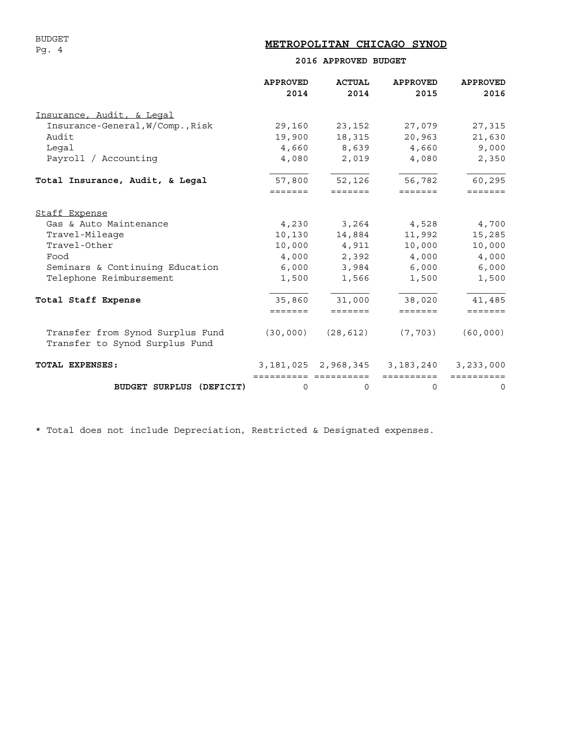## METROPOLITAN CHICAGO SYNOD

### 2016 APPROVED BUDGET

| | APPROVED 2014 | ACTUAL 2014 | APPROVED 2015 | APPROVED 2016 |
|---|---|---|---|---|
| Insurance, Audit, & Legal | | | | |
| Insurance-General,W/Comp.,Risk | 29,160 | 23,152 | 27,079 | 27,315 |
| Audit | 19,900 | 18,315 | 20,963 | 21,630 |
| Legal | 4,660 | 8,639 | 4,660 | 9,000 |
| Payroll / Accounting | 4,080 | 2,019 | 4,080 | 2,350 |
| **Total Insurance, Audit, & Legal** | 57,800 | 52,126 | 56,782 | 60,295 |
| Staff Expense | | | | |
| Gas & Auto Maintenance | 4,230 | 3,264 | 4,528 | 4,700 |
| Travel-Mileage | 10,130 | 14,884 | 11,992 | 15,285 |
| Travel-Other | 10,000 | 4,911 | 10,000 | 10,000 |
| Food | 4,000 | 2,392 | 4,000 | 4,000 |
| Seminars & Continuing Education | 6,000 | 3,984 | 6,000 | 6,000 |
| Telephone Reimbursement | 1,500 | 1,566 | 1,500 | 1,500 |
| **Total Staff Expense** | 35,860 | 31,000 | 38,020 | 41,485 |
| Transfer from Synod Surplus Fund | (30,000) | (28,612) | (7,703) | (60,000) |
| Transfer to Synod Surplus Fund | | | | |
| **TOTAL EXPENSES:** | 3,181,025 | 2,968,345 | 3,183,240 | 3,233,000 |
| **BUDGET SURPLUS (DEFICIT)** | 0 | 0 | 0 | 0 |

* Total does not include Depreciation, Restricted & Designated expenses.